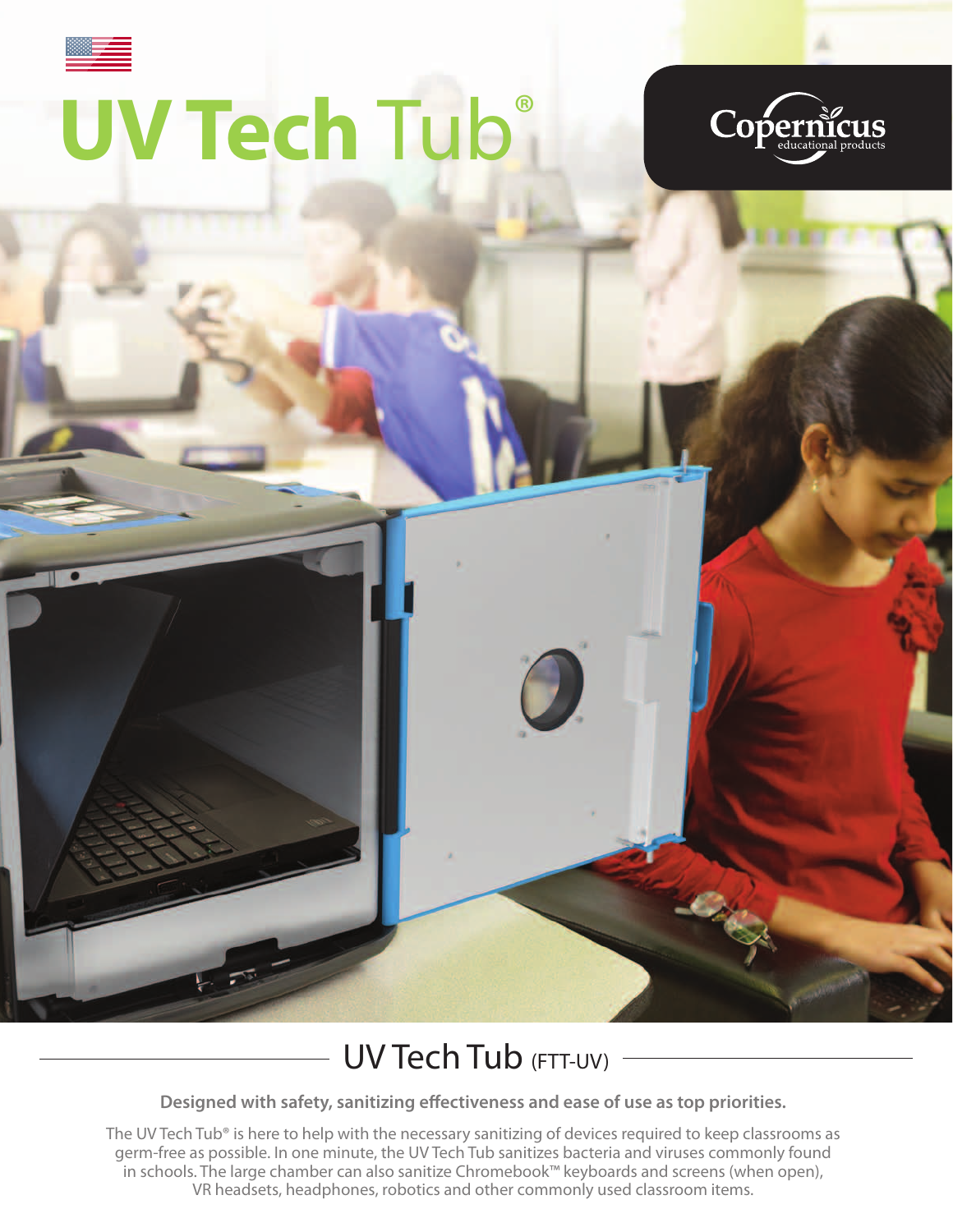# UV Tech Tub®

Copernicus educational products

## UV Tech Tub (FTT-UV)

**Designed with safety, sanitizing effectiveness and ease of use as top priorities.**

The UV Tech Tub® is here to help with the necessary sanitizing of devices required to keep classrooms as germ-free as possible. In one minute, the UV Tech Tub sanitizes bacteria and viruses commonly found in schools. The large chamber can also sanitize Chromebook™ keyboards and screens (when open), VR headsets, headphones, robotics and other commonly used classroom items.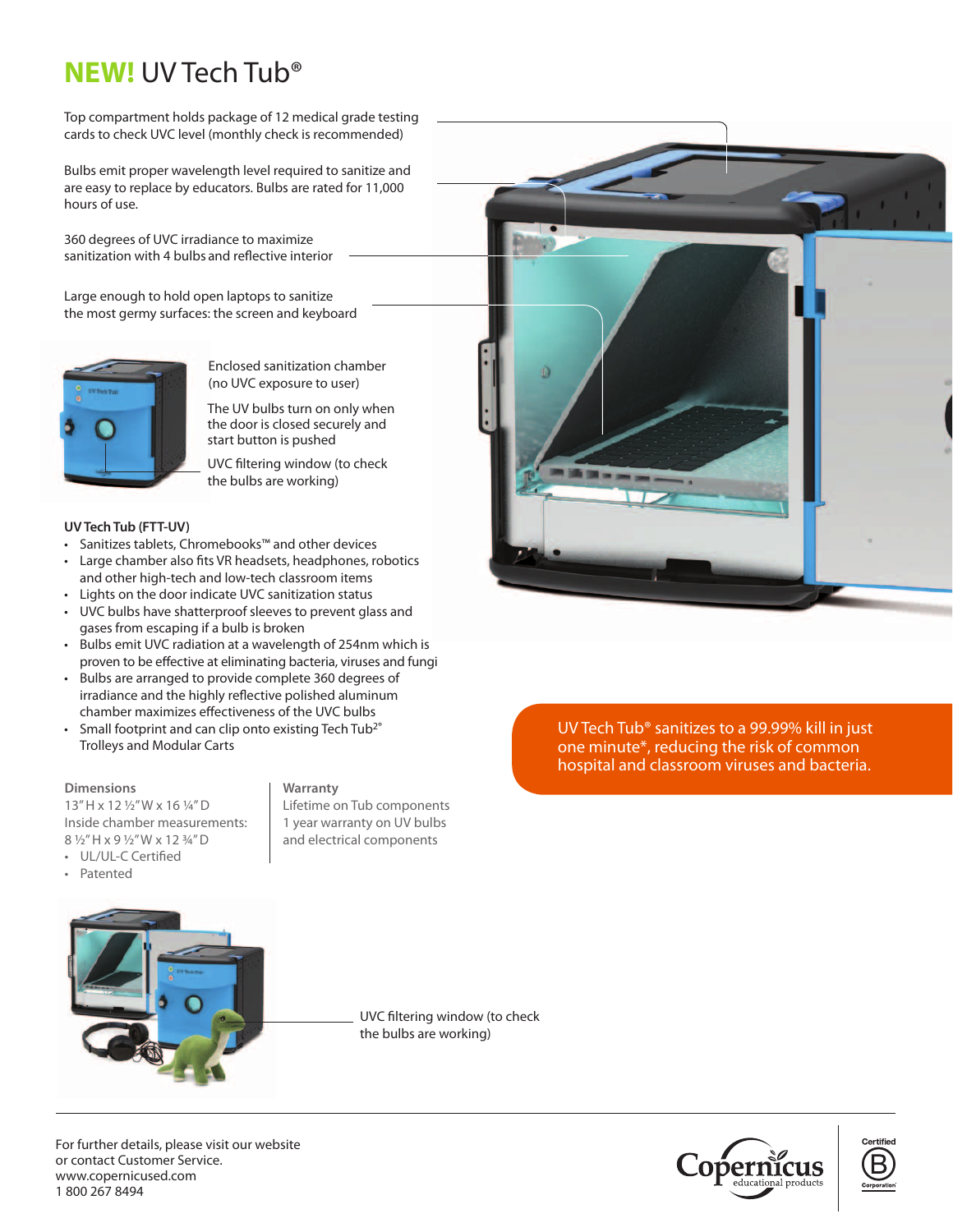# **NEW!** UV Tech Tub®

Top compartment holds package of 12 medical grade testing cards to check UVC level (monthly check is recommended)

Bulbs emit proper wavelength level required to sanitize and are easy to replace by educators. Bulbs are rated for 11,000 hours of use.

360 degrees of UVC irradiance to maximize sanitization with 4 bulbs and reflective interior

Large enough to hold open laptops to sanitize the most germy surfaces: the screen and keyboard

Enclosed sanitization chamber (no UVC exposure to user)

The UV bulbs turn on only when the door is closed securely and start button is pushed

UVC filtering window (to check the bulbs are working)

### UV Tech Tub (FTT-UV)

- Sanitizes tablets, Chromebooks™ and other devices
- Large chamber also fits VR headsets, headphones, robotics and other high-tech and low-tech classroom items
- Lights on the door indicate UVC sanitization status
- UVC bulbs have shatterproof sleeves to prevent glass and gases from escaping if a bulb is broken
- Bulbs emit UVC radiation at a wavelength of 254nm which is proven to be effective at eliminating bacteria, viruses and fungi
- Bulbs are arranged to provide complete 360 degrees of irradiance and the highly reflective polished aluminum chamber maximizes effectiveness of the UVC bulbs
- Small footprint and can clip onto existing Tech Tub2® Trolleys and Modular Carts

UV Tech Tub® sanitizes to a 99.99% kill in just one minute*, reducing the risk of common hospital and classroom viruses and bacteria.

**Dimensions**

13″ H x 12 ½″ W x 16 ¼″ D

Inside chamber measurements:

8 ½″ H x 9 ½″ W x 12 ¾″ D

- UL/UL-C Certified
- Patented

**Warranty**

Lifetime on Tub components

1 year warranty on UV bulbs and electrical components

UVC filtering window (to check the bulbs are working)

For further details, please visit our website or contact Customer Service.
www.copernicused.com
1 800 267 8494

Copernicus educational products

Certified B Corporation